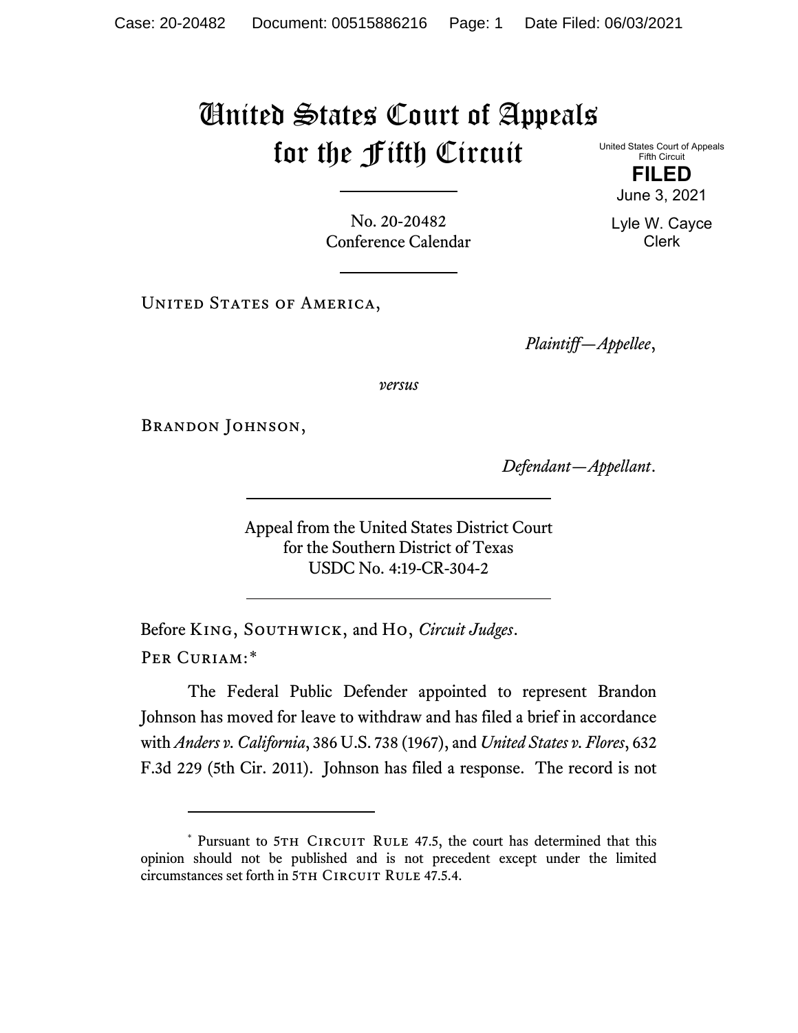# United States Court of Appeals for the Fifth Circuit

United States Court of Appeals
Fifth Circuit

**FILED**

June 3, 2021

Lyle W. Cayce
Clerk

No. 20-20482
Conference Calendar

United States of America,

*Plaintiff—Appellee*,

*versus*

Brandon Johnson,

*Defendant—Appellant*.

Appeal from the United States District Court
for the Southern District of Texas
USDC No. 4:19-CR-304-2

Before King, Southwick, and Ho, *Circuit Judges*.

Per Curiam:*

The Federal Public Defender appointed to represent Brandon Johnson has moved for leave to withdraw and has filed a brief in accordance with *Anders v. California*, 386 U.S. 738 (1967), and *United States v. Flores*, 632 F.3d 229 (5th Cir. 2011). Johnson has filed a response. The record is not

* Pursuant to 5th Circuit Rule 47.5, the court has determined that this opinion should not be published and is not precedent except under the limited circumstances set forth in 5th Circuit Rule 47.5.4.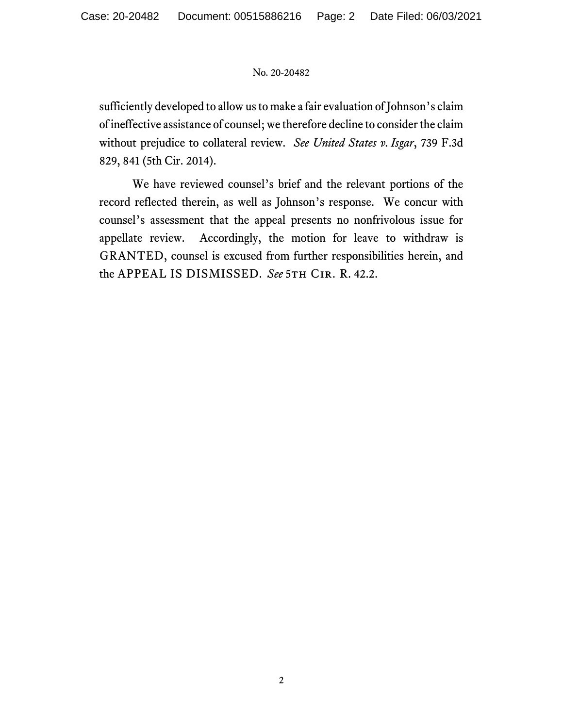sufficiently developed to allow us to make a fair evaluation of Johnson's claim of ineffective assistance of counsel; we therefore decline to consider the claim without prejudice to collateral review. *See United States v. Isgar*, 739 F.3d 829, 841 (5th Cir. 2014).

We have reviewed counsel's brief and the relevant portions of the record reflected therein, as well as Johnson's response. We concur with counsel's assessment that the appeal presents no nonfrivolous issue for appellate review. Accordingly, the motion for leave to withdraw is GRANTED, counsel is excused from further responsibilities herein, and the APPEAL IS DISMISSED. *See* 5TH CIR. R. 42.2.